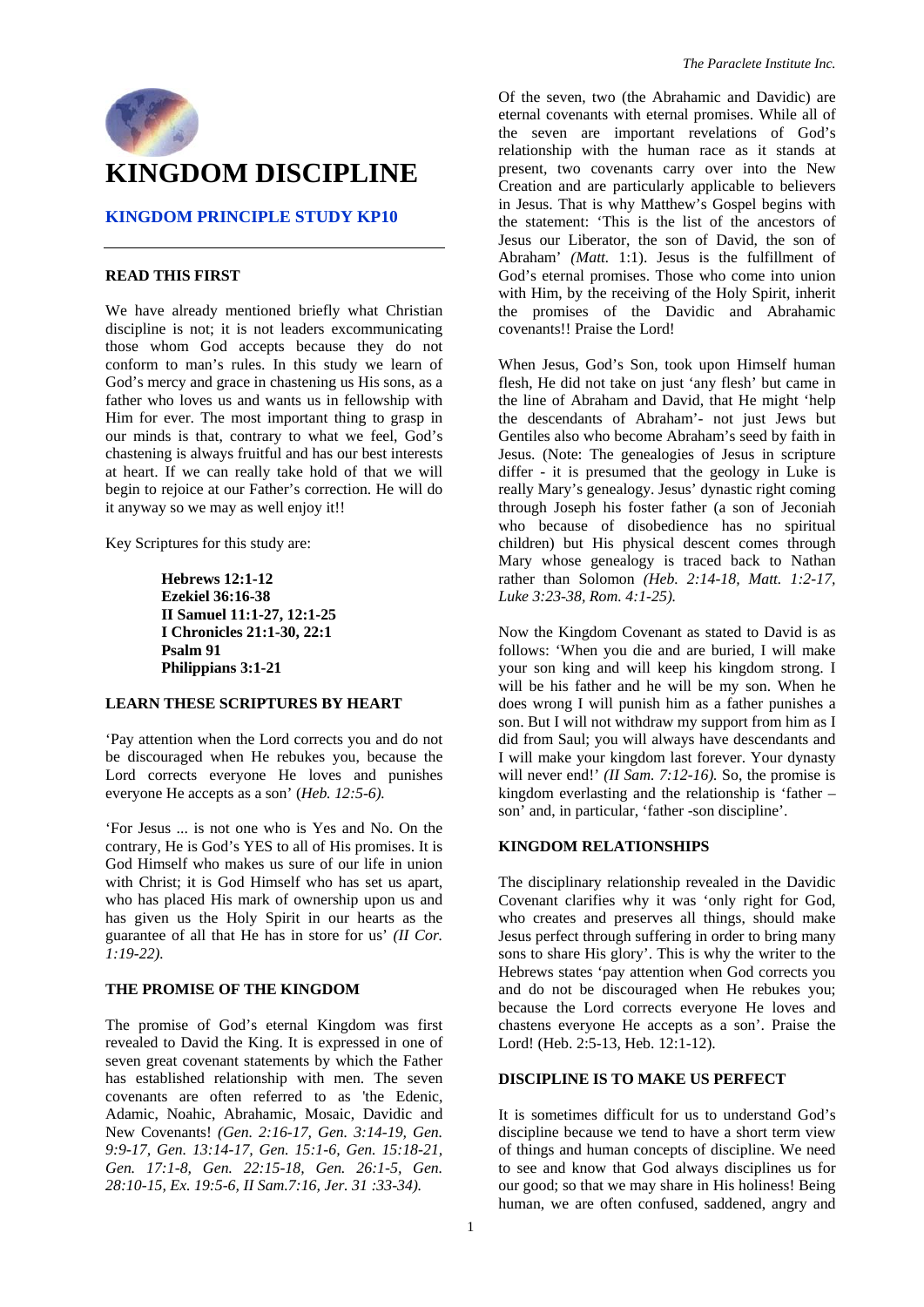# KINGDOM DISCIPLINE

## KINGDOM PRINCIPLE STUDY KP10

### READ THIS FIRST

We have already mentioned briefly what Christian discipline is not; it is not leaders excommunicating those whom God accepts because they do not conform to man's rules. In this study we learn of God's mercy and grace in chastening us His sons, as a father who loves us and wants us in fellowship with Him for ever. The most important thing to grasp in our minds is that, contrary to what we feel, God's chastening is always fruitful and has our best interests at heart. If we can really take hold of that we will begin to rejoice at our Father's correction. He will do it anyway so we may as well enjoy it!!

Key Scriptures for this study are:

> **Hebrews 12:1-12**
> **Ezekiel 36:16-38**
> **II Samuel 11:1-27, 12:1-25**
> **I Chronicles 21:1-30, 22:1**
> **Psalm 91**
> **Philippians 3:1-21**

### LEARN THESE SCRIPTURES BY HEART

'Pay attention when the Lord corrects you and do not be discouraged when He rebukes you, because the Lord corrects everyone He loves and punishes everyone He accepts as a son' (*Heb. 12:5-6).*

'For Jesus ... is not one who is Yes and No. On the contrary, He is God's YES to all of His promises. It is God Himself who makes us sure of our life in union with Christ; it is God Himself who has set us apart, who has placed His mark of ownership upon us and has given us the Holy Spirit in our hearts as the guarantee of all that He has in store for us' *(II Cor. 1:19-22).*

### THE PROMISE OF THE KINGDOM

The promise of God's eternal Kingdom was first revealed to David the King. It is expressed in one of seven great covenant statements by which the Father has established relationship with men. The seven covenants are often referred to as 'the Edenic, Adamic, Noahic, Abrahamic, Mosaic, Davidic and New Covenants! *(Gen. 2:16-17, Gen. 3:14-19, Gen. 9:9-17, Gen. 13:14-17, Gen. 15:1-6, Gen. 15:18-21, Gen. 17:1-8, Gen. 22:15-18, Gen. 26:1-5, Gen. 28:10-15, Ex. 19:5-6, II Sam.7:16, Jer. 31 :33-34).*

Of the seven, two (the Abrahamic and Davidic) are eternal covenants with eternal promises. While all of the seven are important revelations of God's relationship with the human race as it stands at present, two covenants carry over into the New Creation and are particularly applicable to believers in Jesus. That is why Matthew's Gospel begins with the statement: 'This is the list of the ancestors of Jesus our Liberator, the son of David, the son of Abraham' *(Matt.* 1:1). Jesus is the fulfillment of God's eternal promises. Those who come into union with Him, by the receiving of the Holy Spirit, inherit the promises of the Davidic and Abrahamic covenants!! Praise the Lord!

When Jesus, God's Son, took upon Himself human flesh, He did not take on just 'any flesh' but came in the line of Abraham and David, that He might 'help the descendants of Abraham'- not just Jews but Gentiles also who become Abraham's seed by faith in Jesus. (Note: The genealogies of Jesus in scripture differ - it is presumed that the geology in Luke is really Mary's genealogy. Jesus' dynastic right coming through Joseph his foster father (a son of Jeconiah who because of disobedience has no spiritual children) but His physical descent comes through Mary whose genealogy is traced back to Nathan rather than Solomon *(Heb. 2:14-18, Matt. 1:2-17, Luke 3:23-38, Rom. 4:1-25).*

Now the Kingdom Covenant as stated to David is as follows: 'When you die and are buried, I will make your son king and will keep his kingdom strong. I will be his father and he will be my son. When he does wrong I will punish him as a father punishes a son. But I will not withdraw my support from him as I did from Saul; you will always have descendants and I will make your kingdom last forever. Your dynasty will never end!' *(II Sam. 7:12-16).* So, the promise is kingdom everlasting and the relationship is 'father – son' and, in particular, 'father -son discipline'.

### KINGDOM RELATIONSHIPS

The disciplinary relationship revealed in the Davidic Covenant clarifies why it was 'only right for God, who creates and preserves all things, should make Jesus perfect through suffering in order to bring many sons to share His glory'. This is why the writer to the Hebrews states 'pay attention when God corrects you and do not be discouraged when He rebukes you; because the Lord corrects everyone He loves and chastens everyone He accepts as a son'. Praise the Lord! (Heb. 2:5-13, Heb. 12:1-12).

### DISCIPLINE IS TO MAKE US PERFECT

It is sometimes difficult for us to understand God's discipline because we tend to have a short term view of things and human concepts of discipline. We need to see and know that God always disciplines us for our good; so that we may share in His holiness! Being human, we are often confused, saddened, angry and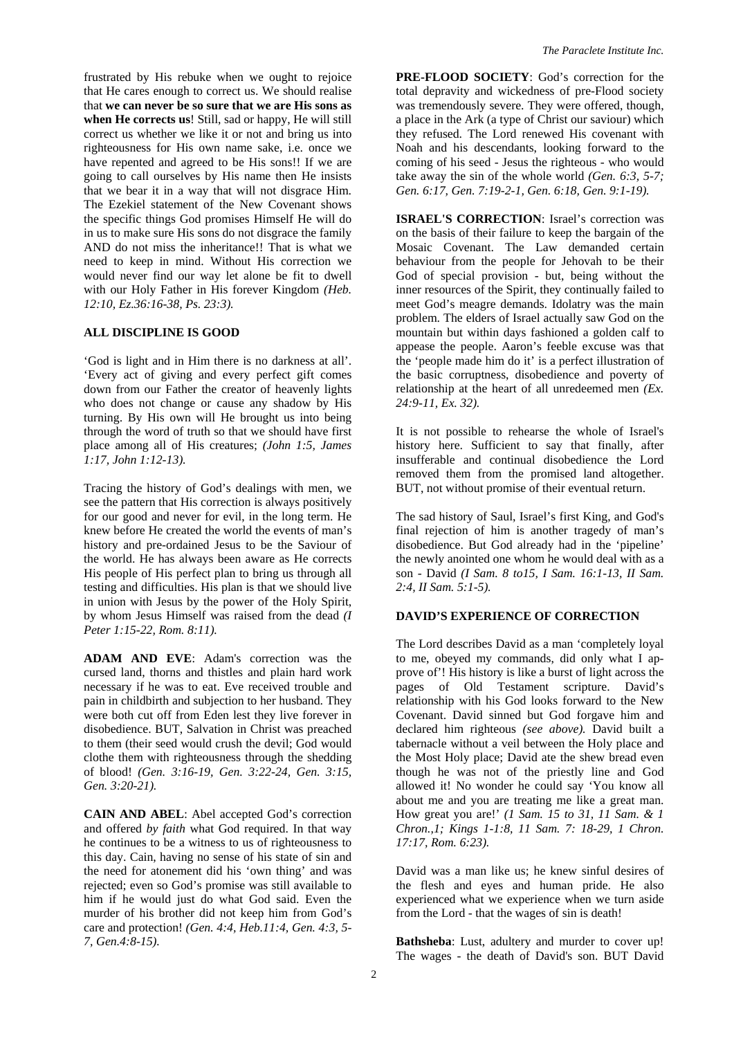frustrated by His rebuke when we ought to rejoice that He cares enough to correct us. We should realise that **we can never be so sure that we are His sons as when He corrects us**! Still, sad or happy, He will still correct us whether we like it or not and bring us into righteousness for His own name sake, i.e. once we have repented and agreed to be His sons!! If we are going to call ourselves by His name then He insists that we bear it in a way that will not disgrace Him. The Ezekiel statement of the New Covenant shows the specific things God promises Himself He will do in us to make sure His sons do not disgrace the family AND do not miss the inheritance!! That is what we need to keep in mind. Without His correction we would never find our way let alone be fit to dwell with our Holy Father in His forever Kingdom *(Heb. 12:10, Ez.36:16-38, Ps. 23:3).*

### ALL DISCIPLINE IS GOOD

'God is light and in Him there is no darkness at all'. 'Every act of giving and every perfect gift comes down from our Father the creator of heavenly lights who does not change or cause any shadow by His turning. By His own will He brought us into being through the word of truth so that we should have first place among all of His creatures; *(John 1:5, James 1:17, John 1:12-13).*

Tracing the history of God's dealings with men, we see the pattern that His correction is always positively for our good and never for evil, in the long term. He knew before He created the world the events of man's history and pre-ordained Jesus to be the Saviour of the world. He has always been aware as He corrects His people of His perfect plan to bring us through all testing and difficulties. His plan is that we should live in union with Jesus by the power of the Holy Spirit, by whom Jesus Himself was raised from the dead *(I Peter 1:15-22, Rom. 8:11).*

**ADAM AND EVE**: Adam's correction was the cursed land, thorns and thistles and plain hard work necessary if he was to eat. Eve received trouble and pain in childbirth and subjection to her husband. They were both cut off from Eden lest they live forever in disobedience. BUT, Salvation in Christ was preached to them (their seed would crush the devil; God would clothe them with righteousness through the shedding of blood! *(Gen. 3:16-19, Gen. 3:22-24, Gen. 3:15, Gen. 3:20-21).*

**CAIN AND ABEL**: Abel accepted God's correction and offered *by faith* what God required. In that way he continues to be a witness to us of righteousness to this day. Cain, having no sense of his state of sin and the need for atonement did his 'own thing' and was rejected; even so God's promise was still available to him if he would just do what God said. Even the murder of his brother did not keep him from God's care and protection! *(Gen. 4:4, Heb.11:4, Gen. 4:3, 5-7, Gen.4:8-15).*

**PRE-FLOOD SOCIETY**: God's correction for the total depravity and wickedness of pre-Flood society was tremendously severe. They were offered, though, a place in the Ark (a type of Christ our saviour) which they refused. The Lord renewed His covenant with Noah and his descendants, looking forward to the coming of his seed - Jesus the righteous - who would take away the sin of the whole world *(Gen. 6:3, 5-7; Gen. 6:17, Gen. 7:19-2-1, Gen. 6:18, Gen. 9:1-19).*

**ISRAEL'S CORRECTION**: Israel's correction was on the basis of their failure to keep the bargain of the Mosaic Covenant. The Law demanded certain behaviour from the people for Jehovah to be their God of special provision - but, being without the inner resources of the Spirit, they continually failed to meet God's meagre demands. Idolatry was the main problem. The elders of Israel actually saw God on the mountain but within days fashioned a golden calf to appease the people. Aaron's feeble excuse was that the 'people made him do it' is a perfect illustration of the basic corruptness, disobedience and poverty of relationship at the heart of all unredeemed men *(Ex. 24:9-11, Ex. 32).*

It is not possible to rehearse the whole of Israel's history here. Sufficient to say that finally, after insufferable and continual disobedience the Lord removed them from the promised land altogether. BUT, not without promise of their eventual return.

The sad history of Saul, Israel's first King, and God's final rejection of him is another tragedy of man's disobedience. But God already had in the 'pipeline' the newly anointed one whom he would deal with as a son - David *(I Sam. 8 to15, I Sam. 16:1-13, II Sam. 2:4, II Sam. 5:1-5).*

### DAVID'S EXPERIENCE OF CORRECTION

The Lord describes David as a man 'completely loyal to me, obeyed my commands, did only what I approve of'! His history is like a burst of light across the pages of Old Testament scripture. David's relationship with his God looks forward to the New Covenant. David sinned but God forgave him and declared him righteous *(see above).* David built a tabernacle without a veil between the Holy place and the Most Holy place; David ate the shew bread even though he was not of the priestly line and God allowed it! No wonder he could say 'You know all about me and you are treating me like a great man. How great you are!' *(1 Sam. 15 to 31, 11 Sam. & 1 Chron.,1; Kings 1-1:8, 11 Sam. 7: 18-29, 1 Chron. 17:17, Rom. 6:23).*

David was a man like us; he knew sinful desires of the flesh and eyes and human pride. He also experienced what we experience when we turn aside from the Lord - that the wages of sin is death!

**Bathsheba**: Lust, adultery and murder to cover up! The wages - the death of David's son. BUT David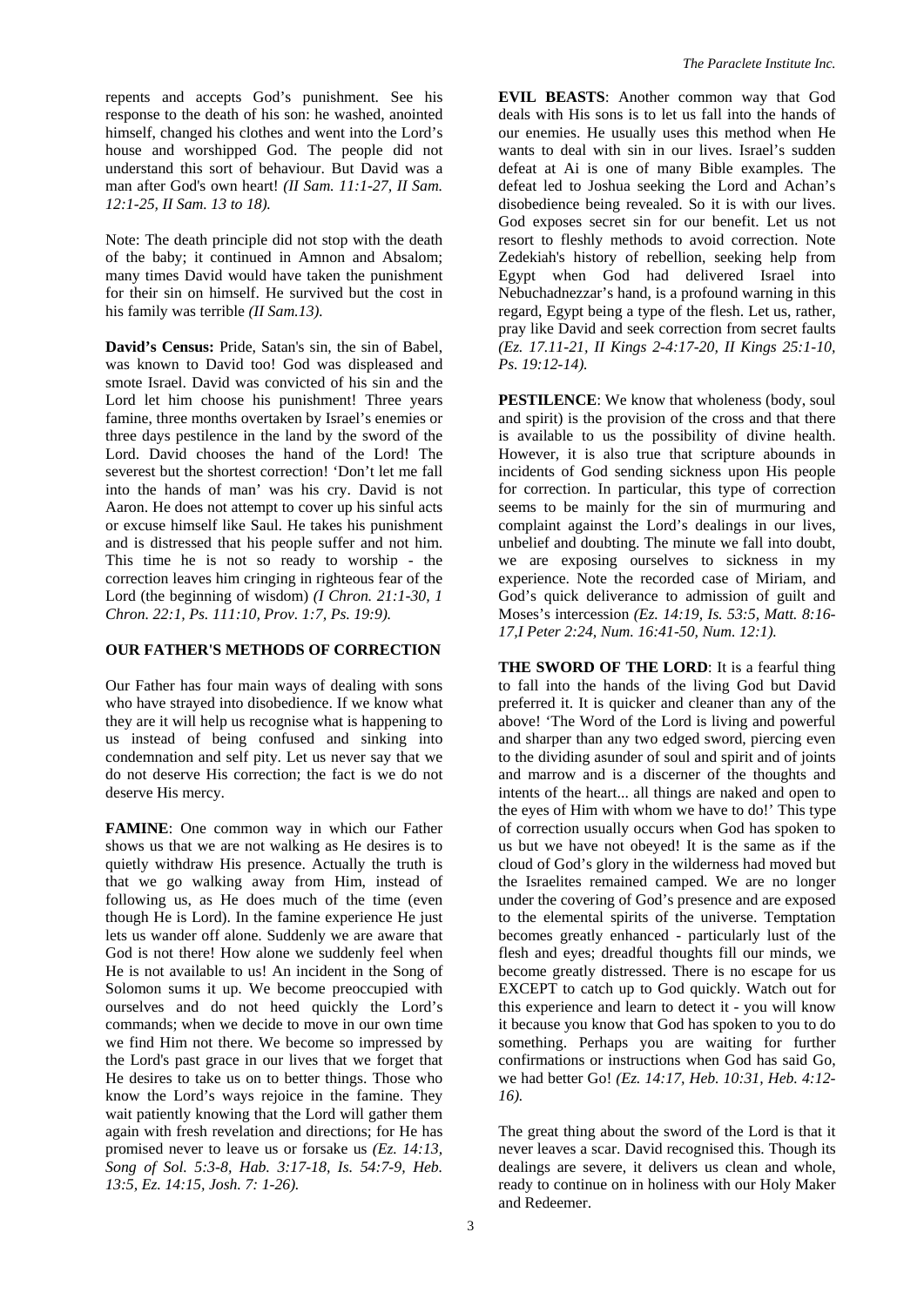repents and accepts God's punishment. See his response to the death of his son: he washed, anointed himself, changed his clothes and went into the Lord's house and worshipped God. The people did not understand this sort of behaviour. But David was a man after God's own heart! *(II Sam. 11:1-27, II Sam. 12:1-25, II Sam. 13 to 18).*

Note: The death principle did not stop with the death of the baby; it continued in Amnon and Absalom; many times David would have taken the punishment for their sin on himself. He survived but the cost in his family was terrible *(II Sam.13).*

**David's Census:** Pride, Satan's sin, the sin of Babel, was known to David too! God was displeased and smote Israel. David was convicted of his sin and the Lord let him choose his punishment! Three years famine, three months overtaken by Israel's enemies or three days pestilence in the land by the sword of the Lord. David chooses the hand of the Lord! The severest but the shortest correction! 'Don't let me fall into the hands of man' was his cry. David is not Aaron. He does not attempt to cover up his sinful acts or excuse himself like Saul. He takes his punishment and is distressed that his people suffer and not him. This time he is not so ready to worship - the correction leaves him cringing in righteous fear of the Lord (the beginning of wisdom) *(I Chron. 21:1-30, 1 Chron. 22:1, Ps. 111:10, Prov. 1:7, Ps. 19:9).*

## OUR FATHER'S METHODS OF CORRECTION

Our Father has four main ways of dealing with sons who have strayed into disobedience. If we know what they are it will help us recognise what is happening to us instead of being confused and sinking into condemnation and self pity. Let us never say that we do not deserve His correction; the fact is we do not deserve His mercy.

**FAMINE**: One common way in which our Father shows us that we are not walking as He desires is to quietly withdraw His presence. Actually the truth is that we go walking away from Him, instead of following us, as He does much of the time (even though He is Lord). In the famine experience He just lets us wander off alone. Suddenly we are aware that God is not there! How alone we suddenly feel when He is not available to us! An incident in the Song of Solomon sums it up. We become preoccupied with ourselves and do not heed quickly the Lord's commands; when we decide to move in our own time we find Him not there. We become so impressed by the Lord's past grace in our lives that we forget that He desires to take us on to better things. Those who know the Lord's ways rejoice in the famine. They wait patiently knowing that the Lord will gather them again with fresh revelation and directions; for He has promised never to leave us or forsake us *(Ez. 14:13, Song of Sol. 5:3-8, Hab. 3:17-18, Is. 54:7-9, Heb. 13:5, Ez. 14:15, Josh. 7: 1-26).*

**EVIL BEASTS**: Another common way that God deals with His sons is to let us fall into the hands of our enemies. He usually uses this method when He wants to deal with sin in our lives. Israel's sudden defeat at Ai is one of many Bible examples. The defeat led to Joshua seeking the Lord and Achan's disobedience being revealed. So it is with our lives. God exposes secret sin for our benefit. Let us not resort to fleshly methods to avoid correction. Note Zedekiah's history of rebellion, seeking help from Egypt when God had delivered Israel into Nebuchadnezzar's hand, is a profound warning in this regard, Egypt being a type of the flesh. Let us, rather, pray like David and seek correction from secret faults *(Ez. 17.11-21, II Kings 2-4:17-20, II Kings 25:1-10, Ps. 19:12-14).*

**PESTILENCE**: We know that wholeness (body, soul and spirit) is the provision of the cross and that there is available to us the possibility of divine health. However, it is also true that scripture abounds in incidents of God sending sickness upon His people for correction. In particular, this type of correction seems to be mainly for the sin of murmuring and complaint against the Lord's dealings in our lives, unbelief and doubting. The minute we fall into doubt, we are exposing ourselves to sickness in my experience. Note the recorded case of Miriam, and God's quick deliverance to admission of guilt and Moses's intercession *(Ez. 14:19, Is. 53:5, Matt. 8:16-17,I Peter 2:24, Num. 16:41-50, Num. 12:1).*

**THE SWORD OF THE LORD**: It is a fearful thing to fall into the hands of the living God but David preferred it. It is quicker and cleaner than any of the above! 'The Word of the Lord is living and powerful and sharper than any two edged sword, piercing even to the dividing asunder of soul and spirit and of joints and marrow and is a discerner of the thoughts and intents of the heart... all things are naked and open to the eyes of Him with whom we have to do!' This type of correction usually occurs when God has spoken to us but we have not obeyed! It is the same as if the cloud of God's glory in the wilderness had moved but the Israelites remained camped. We are no longer under the covering of God's presence and are exposed to the elemental spirits of the universe. Temptation becomes greatly enhanced - particularly lust of the flesh and eyes; dreadful thoughts fill our minds, we become greatly distressed. There is no escape for us EXCEPT to catch up to God quickly. Watch out for this experience and learn to detect it - you will know it because you know that God has spoken to you to do something. Perhaps you are waiting for further confirmations or instructions when God has said Go, we had better Go! *(Ez. 14:17, Heb. 10:31, Heb. 4:12-16).*

The great thing about the sword of the Lord is that it never leaves a scar. David recognised this. Though its dealings are severe, it delivers us clean and whole, ready to continue on in holiness with our Holy Maker and Redeemer.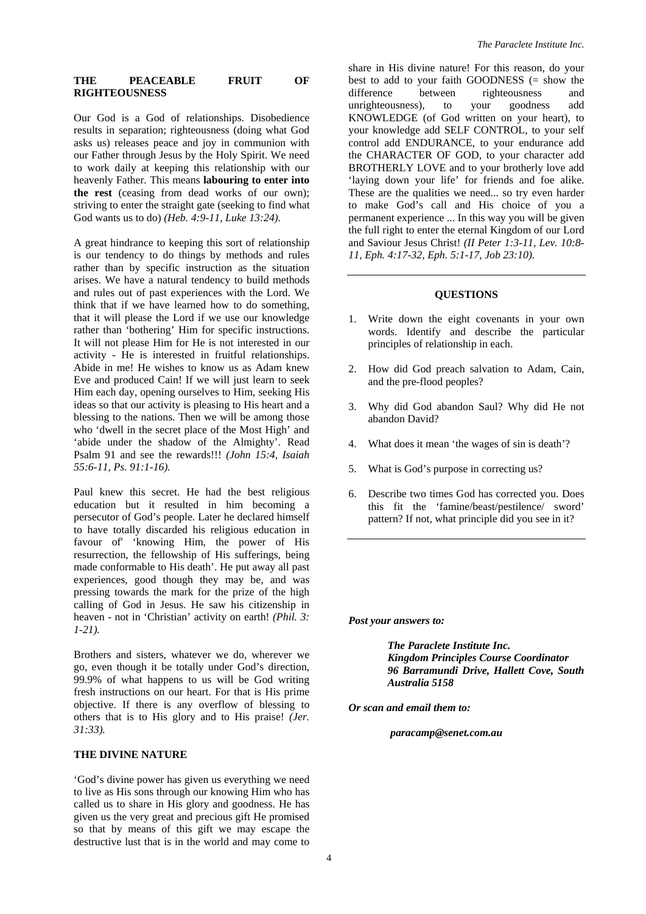## THE PEACEABLE FRUIT OF RIGHTEOUSNESS

Our God is a God of relationships. Disobedience results in separation; righteousness (doing what God asks us) releases peace and joy in communion with our Father through Jesus by the Holy Spirit. We need to work daily at keeping this relationship with our heavenly Father. This means **labouring to enter into the rest** (ceasing from dead works of our own); striving to enter the straight gate (seeking to find what God wants us to do) *(Heb. 4:9-11, Luke 13:24).*

A great hindrance to keeping this sort of relationship is our tendency to do things by methods and rules rather than by specific instruction as the situation arises. We have a natural tendency to build methods and rules out of past experiences with the Lord. We think that if we have learned how to do something, that it will please the Lord if we use our knowledge rather than 'bothering' Him for specific instructions. It will not please Him for He is not interested in our activity - He is interested in fruitful relationships. Abide in me! He wishes to know us as Adam knew Eve and produced Cain! If we will just learn to seek Him each day, opening ourselves to Him, seeking His ideas so that our activity is pleasing to His heart and a blessing to the nations. Then we will be among those who 'dwell in the secret place of the Most High' and 'abide under the shadow of the Almighty'. Read Psalm 91 and see the rewards!!! *(John 15:4, Isaiah 55:6-11, Ps. 91:1-16).*

Paul knew this secret. He had the best religious education but it resulted in him becoming a persecutor of God's people. Later he declared himself to have totally discarded his religious education in favour of' 'knowing Him, the power of His resurrection, the fellowship of His sufferings, being made conformable to His death'. He put away all past experiences, good though they may be, and was pressing towards the mark for the prize of the high calling of God in Jesus. He saw his citizenship in heaven - not in 'Christian' activity on earth! *(Phil. 3: 1-21).*

Brothers and sisters, whatever we do, wherever we go, even though it be totally under God's direction, 99.9% of what happens to us will be God writing fresh instructions on our heart. For that is His prime objective. If there is any overflow of blessing to others that is to His glory and to His praise! *(Jer. 31:33).*

## THE DIVINE NATURE

'God's divine power has given us everything we need to live as His sons through our knowing Him who has called us to share in His glory and goodness. He has given us the very great and precious gift He promised so that by means of this gift we may escape the destructive lust that is in the world and may come to share in His divine nature! For this reason, do your best to add to your faith GOODNESS (= show the difference between righteousness and unrighteousness), to your goodness add KNOWLEDGE (of God written on your heart), to your knowledge add SELF CONTROL, to your self control add ENDURANCE, to your endurance add the CHARACTER OF GOD, to your character add BROTHERLY LOVE and to your brotherly love add 'laying down your life' for friends and foe alike. These are the qualities we need... so try even harder to make God's call and His choice of you a permanent experience ... In this way you will be given the full right to enter the eternal Kingdom of our Lord and Saviour Jesus Christ! *(II Peter 1:3-11, Lev. 10:8-11, Eph. 4:17-32, Eph. 5:1-17, Job 23:10).*

---

## QUESTIONS

1. Write down the eight covenants in your own words. Identify and describe the particular principles of relationship in each.
2. How did God preach salvation to Adam, Cain, and the pre-flood peoples?
3. Why did God abandon Saul? Why did He not abandon David?
4. What does it mean 'the wages of sin is death'?
5. What is God's purpose in correcting us?
6. Describe two times God has corrected you. Does this fit the 'famine/beast/pestilence/ sword' pattern? If not, what principle did you see in it?

---

***Post your answers to:***

***The Paraclete Institute Inc.***
***Kingdom Principles Course Coordinator***
***96 Barramundi Drive, Hallett Cove, South Australia 5158***

***Or scan and email them to:***

***paracamp@senet.com.au***